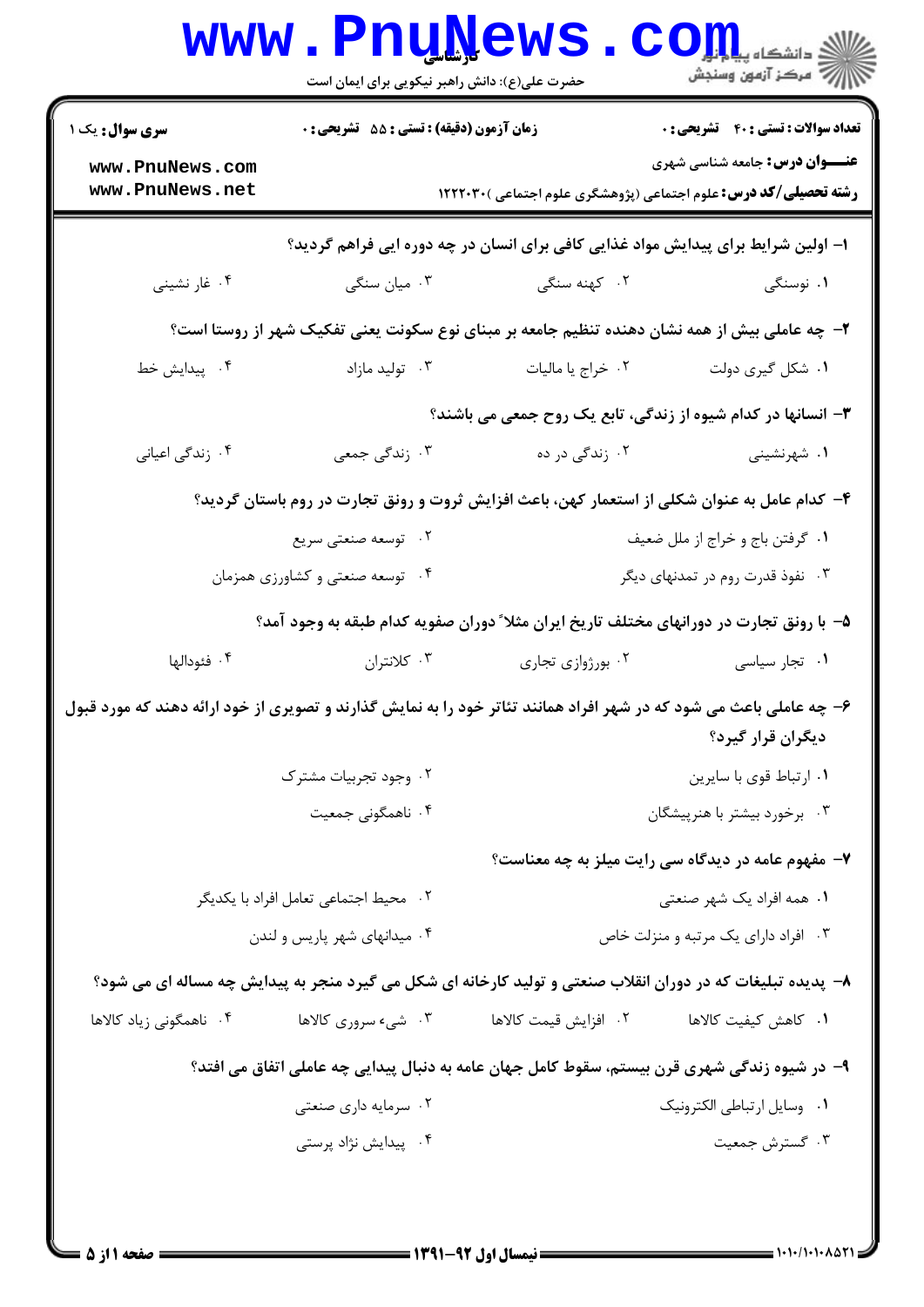**سری سوال:** یک ۱

**زمان آزمون (دقیقه) : تستی : ۵۵ تشریحی : ۰**

**تعداد سوالات : تستی : ۴۰ تشریحی : ۰**

**عنـــوان درس:** جامعه شناسی شهری

**رشته تحصیلی/کد درس:** علوم اجتماعی (پژوهشگری علوم اجتماعی )۱۲۲۲۰۳۰

۱- اولین شرایط برای پیدایش مواد غذایی کافی برای انسان در چه دوره ایی فراهم گردید؟

۱. نوسنگی
۲. کهنه سنگی
۳. میان سنگی
۴. غار نشینی

۲- چه عاملی بیش از همه نشان دهنده تنظیم جامعه بر مبنای نوع سکونت یعنی تفکیک شهر از روستا است؟

۱. شکل گیری دولت
۲. خراج یا مالیات
۳. تولید مازاد
۴. پیدایش خط

۳- انسانها در کدام شیوه از زندگی، تابع یک روح جمعی می باشند؟

۱. شهرنشینی
۲. زندگی در ده
۳. زندگی جمعی
۴. زندگی اعیانی

۴- کدام عامل به عنوان شکلی از استعمار کهن، باعث افزایش ثروت و رونق تجارت در روم باستان گردید؟

۱. گرفتن باج و خراج از ملل ضعیف
۲. توسعه صنعتی سریع
۳. نفوذ قدرت روم در تمدنهای دیگر
۴. توسعه صنعتی و کشاورزی همزمان

۵- با رونق تجارت در دورانهای مختلف تاریخ ایران مثلاً دوران صفویه کدام طبقه به وجود آمد؟

۱. تجار سیاسی
۲. بورژوازی تجاری
۳. کلانتران
۴. فئودالها

۶- چه عاملی باعث می شود که در شهر افراد همانند تئاتر خود را به نمایش گذارند و تصویری از خود ارائه دهند که مورد قبول دیگران قرار گیرد؟

۱. ارتباط قوی با سایرین
۲. وجود تجربیات مشترک
۳. برخورد بیشتر با هنرپیشگان
۴. ناهمگونی جمعیت

۷- مفهوم عامه در دیدگاه سی رایت میلز به چه معناست؟

۱. همه افراد یک شهر صنعتی
۲. محیط اجتماعی تعامل افراد با یکدیگر
۳. افراد دارای یک مرتبه و منزلت خاص
۴. میدانهای شهر پاریس و لندن

۸- پدیده تبلیغات که در دوران انقلاب صنعتی و تولید کارخانه ای شکل می گیرد منجر به پیدایش چه مساله ای می شود؟

۱. کاهش کیفیت کالاها
۲. افزایش قیمت کالاها
۳. شیء سروری کالاها
۴. ناهمگونی زیاد کالاها

۹- در شیوه زندگی شهری قرن بیستم، سقوط کامل جهان عامه به دنبال پیدایی چه عاملی اتفاق می افتد؟

۱. وسایل ارتباطی الکترونیک
۲. سرمایه داری صنعتی
۳. گسترش جمعیت
۴. پیدایش نژاد پرستی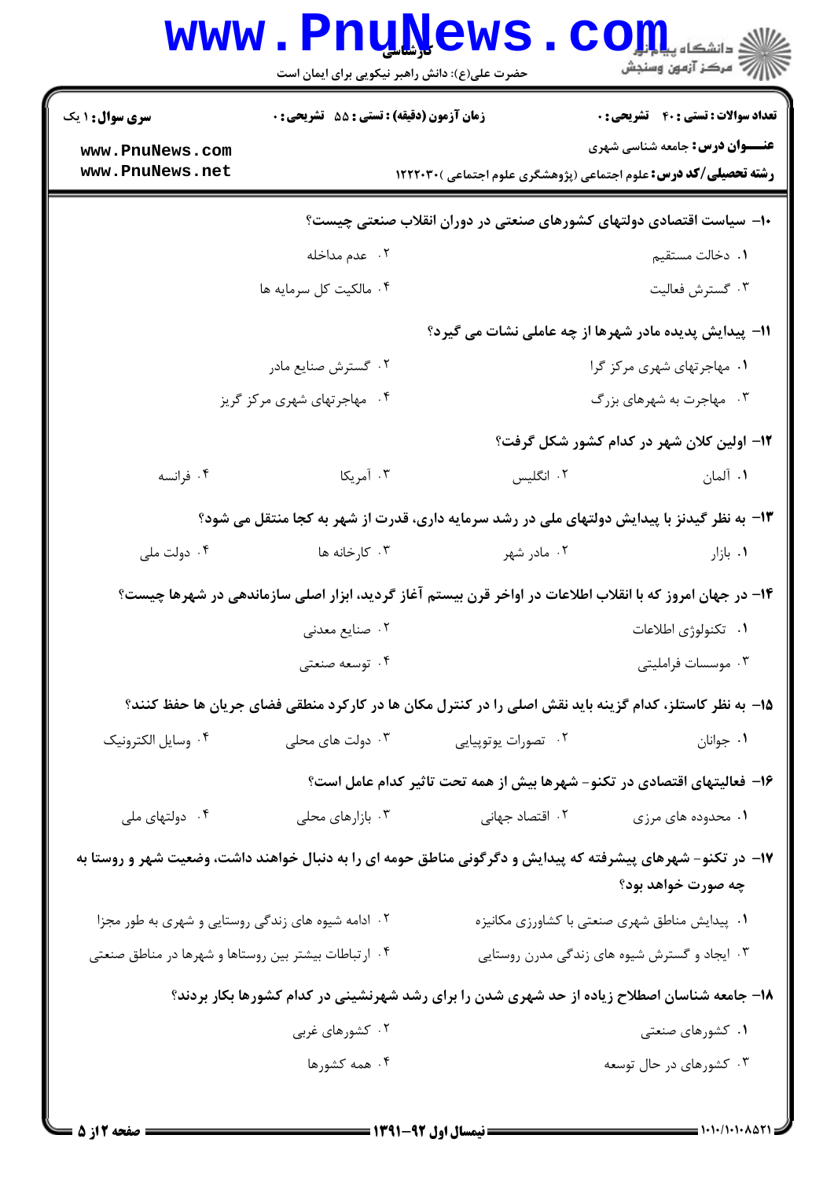**سری سوال:** ۱ یک | **زمان آزمون (دقیقه) : تستی :** ۵۵ **تشریحی :** ۰ | **تعداد سوالات : تستی :** ۴۰ **تشریحی :** ۰

**عنـــوان درس:** جامعه شناسی شهری

**رشته تحصیلی/کد درس:** علوم اجتماعی (پژوهشگری علوم اجتماعی )۱۲۲۲۰۳۰

۱۰- سیاست اقتصادی دولتهای کشورهای صنعتی در دوران انقلاب صنعتی چیست؟

۱. دخالت مستقیم
۲. عدم مداخله
۳. گسترش فعالیت
۴. مالکیت کل سرمایه ها

۱۱- پیدایش پدیده مادر شهرها از چه عاملی نشات می گیرد؟

۱. مهاجرتهای شهری مرکز گرا
۲. گسترش صنایع مادر
۳. مهاجرت به شهرهای بزرگ
۴. مهاجرتهای شهری مرکز گریز

۱۲- اولین کلان شهر در کدام کشور شکل گرفت؟

۱. آلمان
۲. انگلیس
۳. آمریکا
۴. فرانسه

۱۳- به نظر گیدنز با پیدایش دولتهای ملی در رشد سرمایه داری، قدرت از شهر به کجا منتقل می شود؟

۱. بازار
۲. مادر شهر
۳. کارخانه ها
۴. دولت ملی

۱۴- در جهان امروز که با انقلاب اطلاعات در اواخر قرن بیستم آغاز گردید، ابزار اصلی سازماندهی در شهرها چیست؟

۱. تکنولوژی اطلاعات
۲. صنایع معدنی
۳. موسسات فراملیتی
۴. توسعه صنعتی

۱۵- به نظر کاستلز، کدام گزینه باید نقش اصلی را در کنترل مکان ها در کارکرد منطقی فضای جریان ها حفظ کنند؟

۱. جوانان
۲. تصورات یوتوپیایی
۳. دولت های محلی
۴. وسایل الکترونیک

۱۶- فعالیتهای اقتصادی در تکنو- شهرها بیش از همه تحت تاثیر کدام عامل است؟

۱. محدوده های مرزی
۲. اقتصاد جهانی
۳. بازارهای محلی
۴. دولتهای ملی

۱۷- در تکنو- شهرهای پیشرفته که پیدایش و دگرگونی مناطق حومه ای را به دنبال خواهند داشت، وضعیت شهر و روستا به چه صورت خواهد بود؟

۱. پیدایش مناطق شهری صنعتی با کشاورزی مکانیزه
۲. ادامه شیوه های زندگی روستایی و شهری به طور مجزا
۳. ایجاد و گسترش شیوه های زندگی مدرن روستایی
۴. ارتباطات بیشتر بین روستاها و شهرها در مناطق صنعتی

۱۸- جامعه شناسان اصطلاح زیاده از حد شهری شدن را برای رشد شهرنشینی در کدام کشورها بکار بردند؟

۱. کشورهای صنعتی
۲. کشورهای غربی
۳. کشورهای در حال توسعه
۴. همه کشورها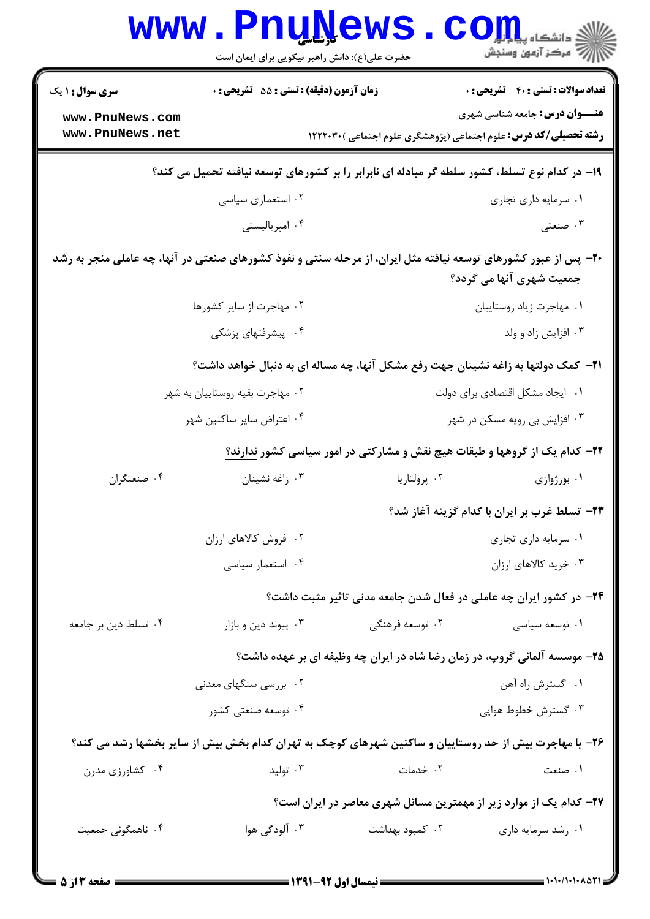۱۹- در کدام نوع تسلط، کشور سلطه گر مبادله ای نابرابر را بر کشورهای توسعه نیافته تحمیل می کند؟

۱. سرمایه داری تجاری
۲. استعماری سیاسی
۳. صنعتی
۴. امپریالیستی

۲۰- پس از عبور کشورهای توسعه نیافته مثل ایران، از مرحله سنتی و نفوذ کشورهای صنعتی در آنها، چه عاملی منجر به رشد جمعیت شهری آنها می گردد؟

۱. مهاجرت زیاد روستاییان
۲. مهاجرت از سایر کشورها
۳. افزایش زاد و ولد
۴. پیشرفتهای پزشکی

۲۱- کمک دولتها به زاغه نشینان جهت رفع مشکل آنها، چه مساله ای به دنبال خواهد داشت؟

۱. ایجاد مشکل اقتصادی برای دولت
۲. مهاجرت بقیه روستاییان به شهر
۳. افزایش بی رویه مسکن در شهر
۴. اعتراض سایر ساکنین شهر

۲۲- کدام یک از گروهها و طبقات هیچ نقش و مشارکتی در امور سیاسی کشور ندارند؟

۱. بورژوازی
۲. پرولتاریا
۳. زاغه نشینان
۴. صنعتگران

۲۳- تسلط غرب بر ایران با کدام گزینه آغاز شد؟

۱. سرمایه داری تجاری
۲. فروش کالاهای ارزان
۳. خرید کالاهای ارزان
۴. استعمار سیاسی

۲۴- در کشور ایران چه عاملی در فعال شدن جامعه مدنی تاثیر مثبت داشت؟

۱. توسعه سیاسی
۲. توسعه فرهنگی
۳. پیوند دین و بازار
۴. تسلط دین بر جامعه

۲۵- موسسه آلمانی گروپ، در زمان رضا شاه در ایران چه وظیفه ای بر عهده داشت؟

۱. گسترش راه آهن
۲. بررسی سنگهای معدنی
۳. گسترش خطوط هوایی
۴. توسعه صنعتی کشور

۲۶- با مهاجرت بیش از حد روستاییان و ساکنین شهرهای کوچک به تهران کدام بخش بیش از سایر بخشها رشد می کند؟

۱. صنعت
۲. خدمات
۳. تولید
۴. کشاورزی مدرن

۲۷- کدام یک از موارد زیر از مهمترین مسائل شهری معاصر در ایران است؟

۱. رشد سرمایه داری
۲. کمبود بهداشت
۳. آلودگی هوا
۴. ناهمگونی جمعیت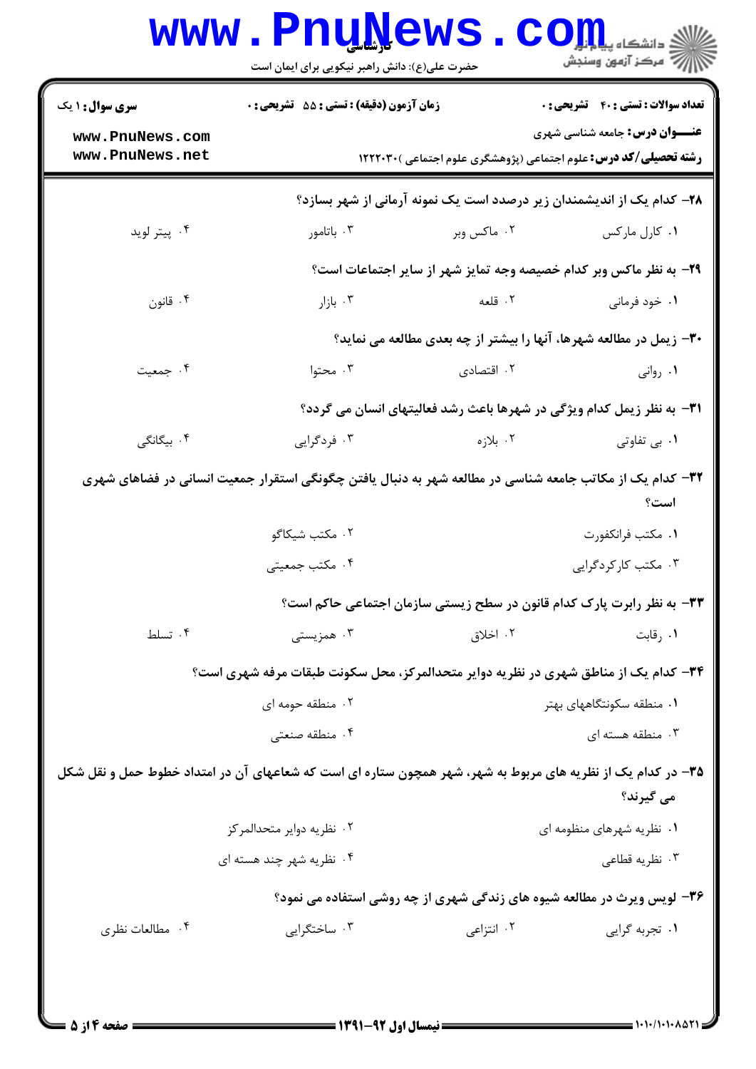**سری سوال:** ۱ یک
**زمان آزمون (دقیقه) : تستی :** ۵۵ **تشریحی :** ۰
**تعداد سوالات : تستی :** ۴۰ **تشریحی :** ۰

**عنـــوان درس:** جامعه شناسی شهری
**رشته تحصیلی/کد درس:** علوم اجتماعی (پژوهشگری علوم اجتماعی )۱۲۲۲۰۳۰

۲۸- کدام یک از اندیشمندان زیر درصدد است یک نمونه آرمانی از شهر بسازد؟

۱. کارل مارکس ۲. ماکس وبر ۳. باتامور ۴. پیتر لوید

۲۹- به نظر ماکس وبر کدام خصیصه وجه تمایز شهر از سایر اجتماعات است؟

۱. خود فرمانی ۲. قلعه ۳. بازار ۴. قانون

۳۰- زیمل در مطالعه شهرها، آنها را بیشتر از چه بعدی مطالعه می نماید؟

۱. روانی ۲. اقتصادی ۳. محتوا ۴. جمعیت

۳۱- به نظر زیمل کدام ویژگی در شهرها باعث رشد فعالیتهای انسان می گردد؟

۱. بی تفاوتی ۲. بلازه ۳. فردگرایی ۴. بیگانگی

۳۲- کدام یک از مکاتب جامعه شناسی در مطالعه شهر به دنبال یافتن چگونگی استقرار جمعیت انسانی در فضاهای شهری است؟

۱. مکتب فرانکفورت
۲. مکتب شیکاگو
۳. مکتب کارکردگرایی
۴. مکتب جمعیتی

۳۳- به نظر رابرت پارک کدام قانون در سطح زیستی سازمان اجتماعی حاکم است؟

۱. رقابت ۲. اخلاق ۳. همزیستی ۴. تسلط

۳۴- کدام یک از مناطق شهری در نظریه دوایر متحدالمرکز، محل سکونت طبقات مرفه شهری است؟

۱. منطقه سکونتگاههای بهتر
۲. منطقه حومه ای
۳. منطقه هسته ای
۴. منطقه صنعتی

۳۵- در کدام یک از نظریه های مربوط به شهر، شهر همچون ستاره ای است که شعاعهای آن در امتداد خطوط حمل و نقل شکل می گیرند؟

۱. نظریه شهرهای منظومه ای
۲. نظریه دوایر متحدالمرکز
۳. نظریه قطاعی
۴. نظریه شهر چند هسته ای

۳۶- لویس ویرث در مطالعه شیوه های زندگی شهری از چه روشی استفاده می نمود؟

۱. تجربه گرایی ۲. انتزاعی ۳. ساختگرایی ۴. مطالعات نظری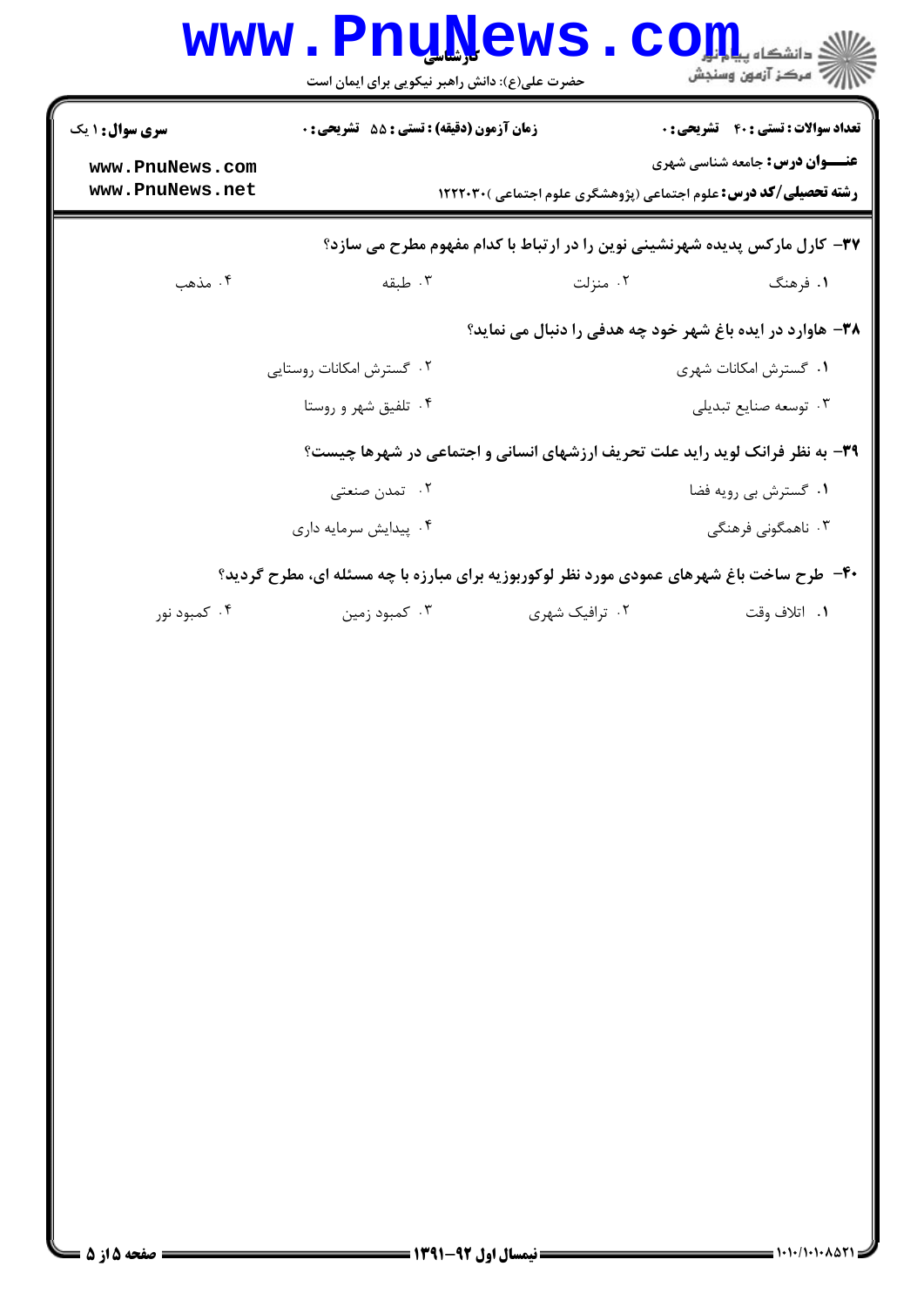۳۷- کارل مارکس پدیده شهرنشینی نوین را در ارتباط با کدام مفهوم مطرح می سازد؟

۱. فرهنگ
۲. منزلت
۳. طبقه
۴. مذهب

۳۸- هاوارد در ایده باغ شهر خود چه هدفی را دنبال می نماید؟

۱. گسترش امکانات شهری
۲. گسترش امکانات روستایی
۳. توسعه صنایع تبدیلی
۴. تلفیق شهر و روستا

۳۹- به نظر فرانک لوید راید علت تحریف ارزشهای انسانی و اجتماعی در شهرها چیست؟

۱. گسترش بی رویه فضا
۲. تمدن صنعتی
۳. ناهمگونی فرهنگی
۴. پیدایش سرمایه داری

۴۰- طرح ساخت باغ شهرهای عمودی مورد نظر لوکوربوزیه برای مبارزه با چه مسئله ای، مطرح گردید؟

۱. اتلاف وقت
۲. ترافیک شهری
۳. کمبود زمین
۴. کمبود نور